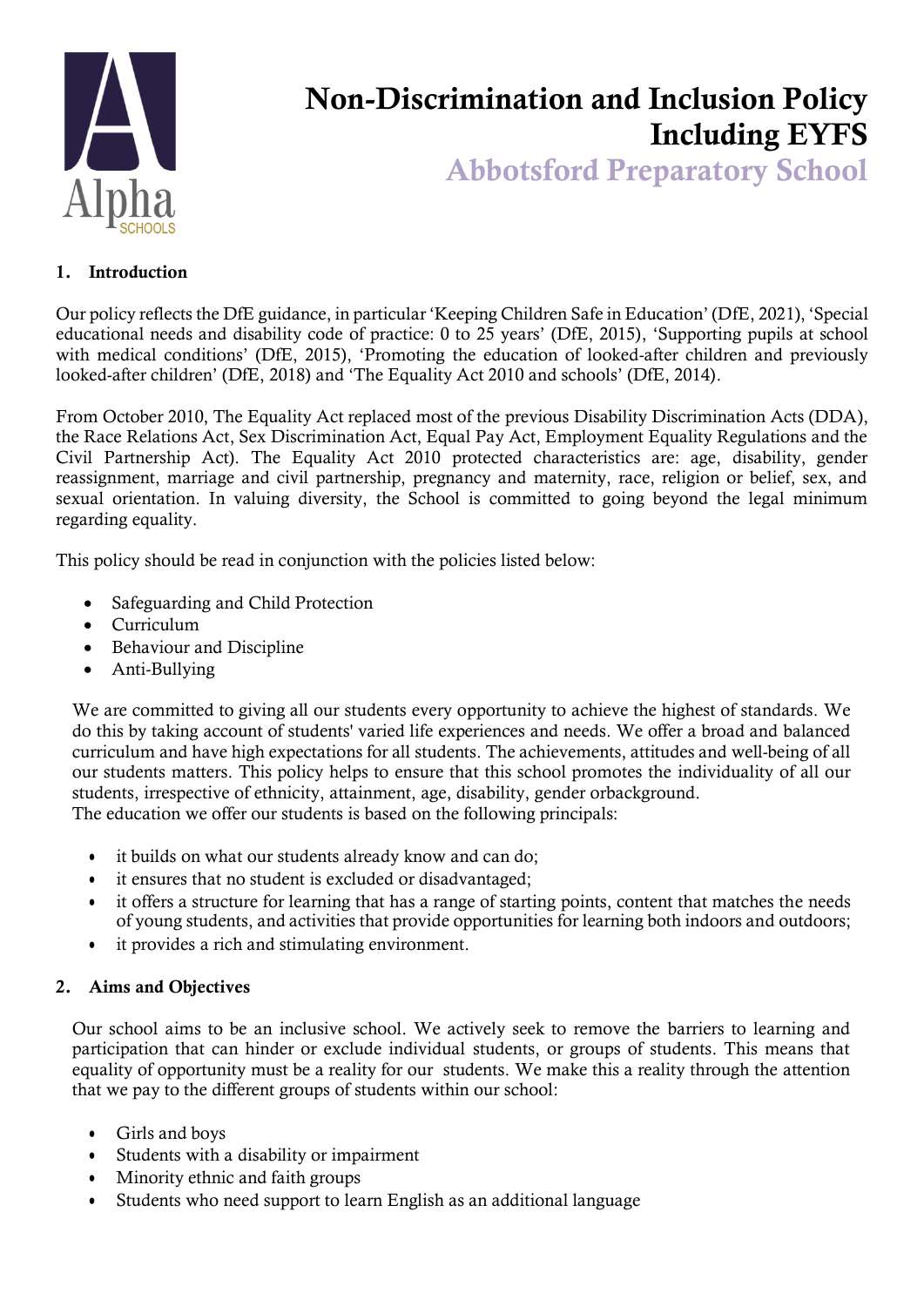# Non-Discrimination and Inclusion Policy Including EYFS

## Abbotsford Preparatory School

### 1. Introduction

Our policy reflects the DfE guidance, in particular 'Keeping Children Safe in Education' (DfE, 2021), 'Special educational needs and disability code of practice: 0 to 25 years' (DfE, 2015), 'Supporting pupils at school with medical conditions' (DfE, 2015), 'Promoting the education of looked-after children and previously looked-after children' (DfE, 2018) and 'The Equality Act 2010 and schools' (DfE, 2014).

From October 2010, The Equality Act replaced most of the previous Disability Discrimination Acts (DDA), the Race Relations Act, Sex Discrimination Act, Equal Pay Act, Employment Equality Regulations and the Civil Partnership Act). The Equality Act 2010 protected characteristics are: age, disability, gender reassignment, marriage and civil partnership, pregnancy and maternity, race, religion or belief, sex, and sexual orientation. In valuing diversity, the School is committed to going beyond the legal minimum regarding equality.

This policy should be read in conjunction with the policies listed below:

- Safeguarding and Child Protection
- Curriculum
- Behaviour and Discipline
- Anti-Bullying

We are committed to giving all our students every opportunity to achieve the highest of standards. We do this by taking account of students' varied life experiences and needs. We offer a broad and balanced curriculum and have high expectations for all students. The achievements, attitudes and well-being of all our students matters. This policy helps to ensure that this school promotes the individuality of all our students, irrespective of ethnicity, attainment, age, disability, gender orbackground.
The education we offer our students is based on the following principals:

- it builds on what our students already know and can do;
- it ensures that no student is excluded or disadvantaged;
- it offers a structure for learning that has a range of starting points, content that matches the needs of young students, and activities that provide opportunities for learning both indoors and outdoors;
- it provides a rich and stimulating environment.

### 2. Aims and Objectives

Our school aims to be an inclusive school. We actively seek to remove the barriers to learning and participation that can hinder or exclude individual students, or groups of students. This means that equality of opportunity must be a reality for our students. We make this a reality through the attention that we pay to the different groups of students within our school:

- Girls and boys
- Students with a disability or impairment
- Minority ethnic and faith groups
- Students who need support to learn English as an additional language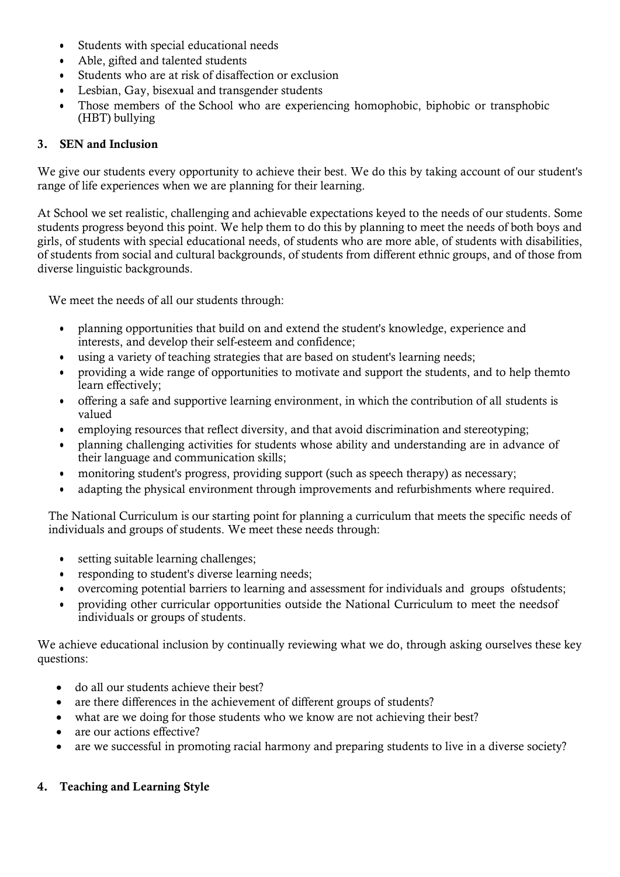- Students with special educational needs
- Able, gifted and talented students
- Students who are at risk of disaffection or exclusion
- Lesbian, Gay, bisexual and transgender students
- Those members of the School who are experiencing homophobic, biphobic or transphobic (HBT) bullying

## 3. SEN and Inclusion

We give our students every opportunity to achieve their best. We do this by taking account of our student's range of life experiences when we are planning for their learning.

At School we set realistic, challenging and achievable expectations keyed to the needs of our students. Some students progress beyond this point. We help them to do this by planning to meet the needs of both boys and girls, of students with special educational needs, of students who are more able, of students with disabilities, of students from social and cultural backgrounds, of students from different ethnic groups, and of those from diverse linguistic backgrounds.

We meet the needs of all our students through:

- planning opportunities that build on and extend the student's knowledge, experience and interests, and develop their self-esteem and confidence;
- using a variety of teaching strategies that are based on student's learning needs;
- providing a wide range of opportunities to motivate and support the students, and to help themto learn effectively;
- offering a safe and supportive learning environment, in which the contribution of all students is valued
- employing resources that reflect diversity, and that avoid discrimination and stereotyping;
- planning challenging activities for students whose ability and understanding are in advance of their language and communication skills;
- monitoring student's progress, providing support (such as speech therapy) as necessary;
- adapting the physical environment through improvements and refurbishments where required.

The National Curriculum is our starting point for planning a curriculum that meets the specific needs of individuals and groups of students. We meet these needs through:

- setting suitable learning challenges;
- responding to student's diverse learning needs;
- overcoming potential barriers to learning and assessment for individuals and groups ofstudents;
- providing other curricular opportunities outside the National Curriculum to meet the needsof individuals or groups of students.

We achieve educational inclusion by continually reviewing what we do, through asking ourselves these key questions:

- do all our students achieve their best?
- are there differences in the achievement of different groups of students?
- what are we doing for those students who we know are not achieving their best?
- are our actions effective?
- are we successful in promoting racial harmony and preparing students to live in a diverse society?

## 4. Teaching and Learning Style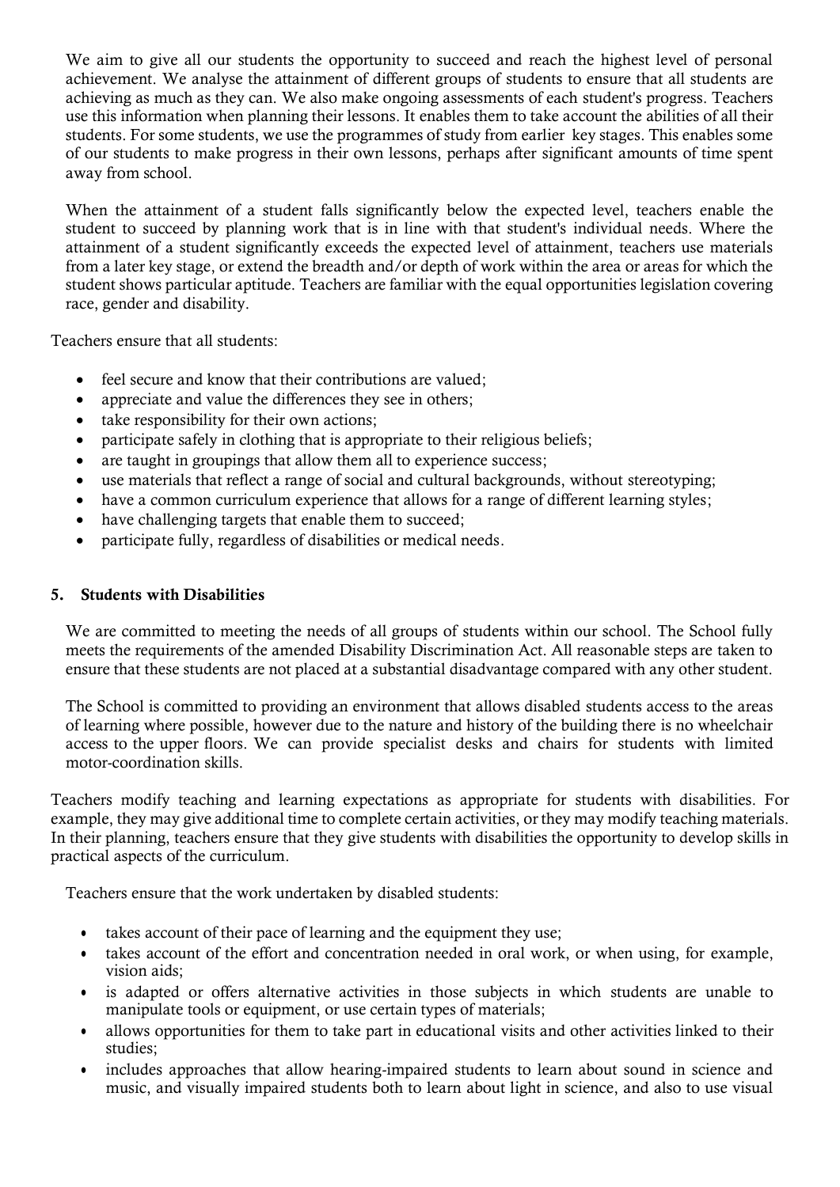We aim to give all our students the opportunity to succeed and reach the highest level of personal achievement. We analyse the attainment of different groups of students to ensure that all students are achieving as much as they can. We also make ongoing assessments of each student's progress. Teachers use this information when planning their lessons. It enables them to take account the abilities of all their students. For some students, we use the programmes of study from earlier key stages. This enables some of our students to make progress in their own lessons, perhaps after significant amounts of time spent away from school.

When the attainment of a student falls significantly below the expected level, teachers enable the student to succeed by planning work that is in line with that student's individual needs. Where the attainment of a student significantly exceeds the expected level of attainment, teachers use materials from a later key stage, or extend the breadth and/or depth of work within the area or areas for which the student shows particular aptitude. Teachers are familiar with the equal opportunities legislation covering race, gender and disability.

Teachers ensure that all students:

- feel secure and know that their contributions are valued;
- appreciate and value the differences they see in others;
- take responsibility for their own actions;
- participate safely in clothing that is appropriate to their religious beliefs;
- are taught in groupings that allow them all to experience success;
- use materials that reflect a range of social and cultural backgrounds, without stereotyping;
- have a common curriculum experience that allows for a range of different learning styles;
- have challenging targets that enable them to succeed;
- participate fully, regardless of disabilities or medical needs.

## 5. Students with Disabilities

We are committed to meeting the needs of all groups of students within our school. The School fully meets the requirements of the amended Disability Discrimination Act. All reasonable steps are taken to ensure that these students are not placed at a substantial disadvantage compared with any other student.

The School is committed to providing an environment that allows disabled students access to the areas of learning where possible, however due to the nature and history of the building there is no wheelchair access to the upper floors. We can provide specialist desks and chairs for students with limited motor-coordination skills.

Teachers modify teaching and learning expectations as appropriate for students with disabilities. For example, they may give additional time to complete certain activities, or they may modify teaching materials. In their planning, teachers ensure that they give students with disabilities the opportunity to develop skills in practical aspects of the curriculum.

Teachers ensure that the work undertaken by disabled students:

- takes account of their pace of learning and the equipment they use;
- takes account of the effort and concentration needed in oral work, or when using, for example, vision aids;
- is adapted or offers alternative activities in those subjects in which students are unable to manipulate tools or equipment, or use certain types of materials;
- allows opportunities for them to take part in educational visits and other activities linked to their studies;
- includes approaches that allow hearing-impaired students to learn about sound in science and music, and visually impaired students both to learn about light in science, and also to use visual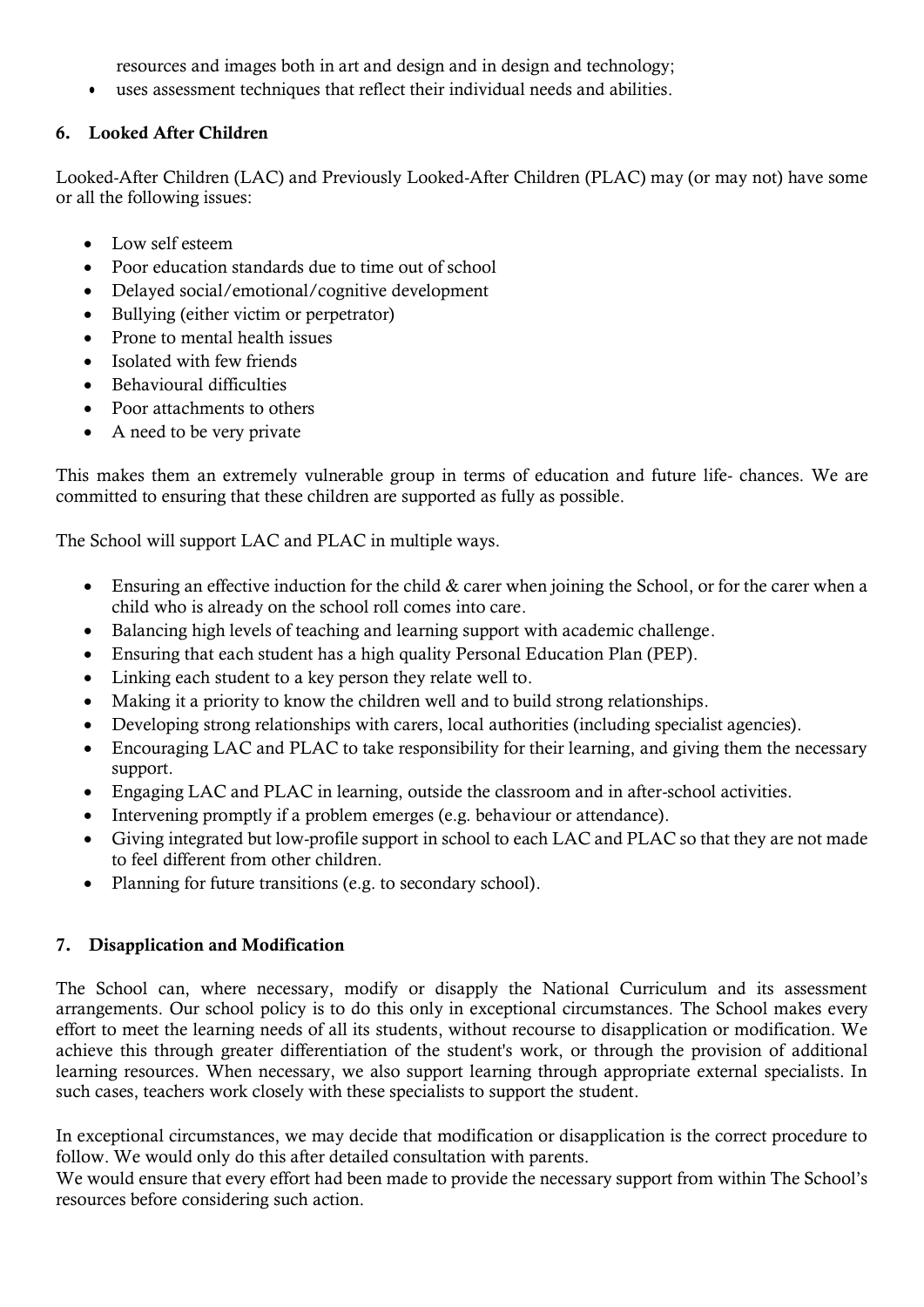resources and images both in art and design and in design and technology;

- uses assessment techniques that reflect their individual needs and abilities.

## 6. Looked After Children

Looked-After Children (LAC) and Previously Looked-After Children (PLAC) may (or may not) have some or all the following issues:

- Low self esteem
- Poor education standards due to time out of school
- Delayed social/emotional/cognitive development
- Bullying (either victim or perpetrator)
- Prone to mental health issues
- Isolated with few friends
- Behavioural difficulties
- Poor attachments to others
- A need to be very private

This makes them an extremely vulnerable group in terms of education and future life- chances. We are committed to ensuring that these children are supported as fully as possible.

The School will support LAC and PLAC in multiple ways.

- Ensuring an effective induction for the child & carer when joining the School, or for the carer when a child who is already on the school roll comes into care.
- Balancing high levels of teaching and learning support with academic challenge.
- Ensuring that each student has a high quality Personal Education Plan (PEP).
- Linking each student to a key person they relate well to.
- Making it a priority to know the children well and to build strong relationships.
- Developing strong relationships with carers, local authorities (including specialist agencies).
- Encouraging LAC and PLAC to take responsibility for their learning, and giving them the necessary support.
- Engaging LAC and PLAC in learning, outside the classroom and in after-school activities.
- Intervening promptly if a problem emerges (e.g. behaviour or attendance).
- Giving integrated but low-profile support in school to each LAC and PLAC so that they are not made to feel different from other children.
- Planning for future transitions (e.g. to secondary school).

## 7. Disapplication and Modification

The School can, where necessary, modify or disapply the National Curriculum and its assessment arrangements. Our school policy is to do this only in exceptional circumstances. The School makes every effort to meet the learning needs of all its students, without recourse to disapplication or modification. We achieve this through greater differentiation of the student's work, or through the provision of additional learning resources. When necessary, we also support learning through appropriate external specialists. In such cases, teachers work closely with these specialists to support the student.

In exceptional circumstances, we may decide that modification or disapplication is the correct procedure to follow. We would only do this after detailed consultation with parents.
We would ensure that every effort had been made to provide the necessary support from within The School's resources before considering such action.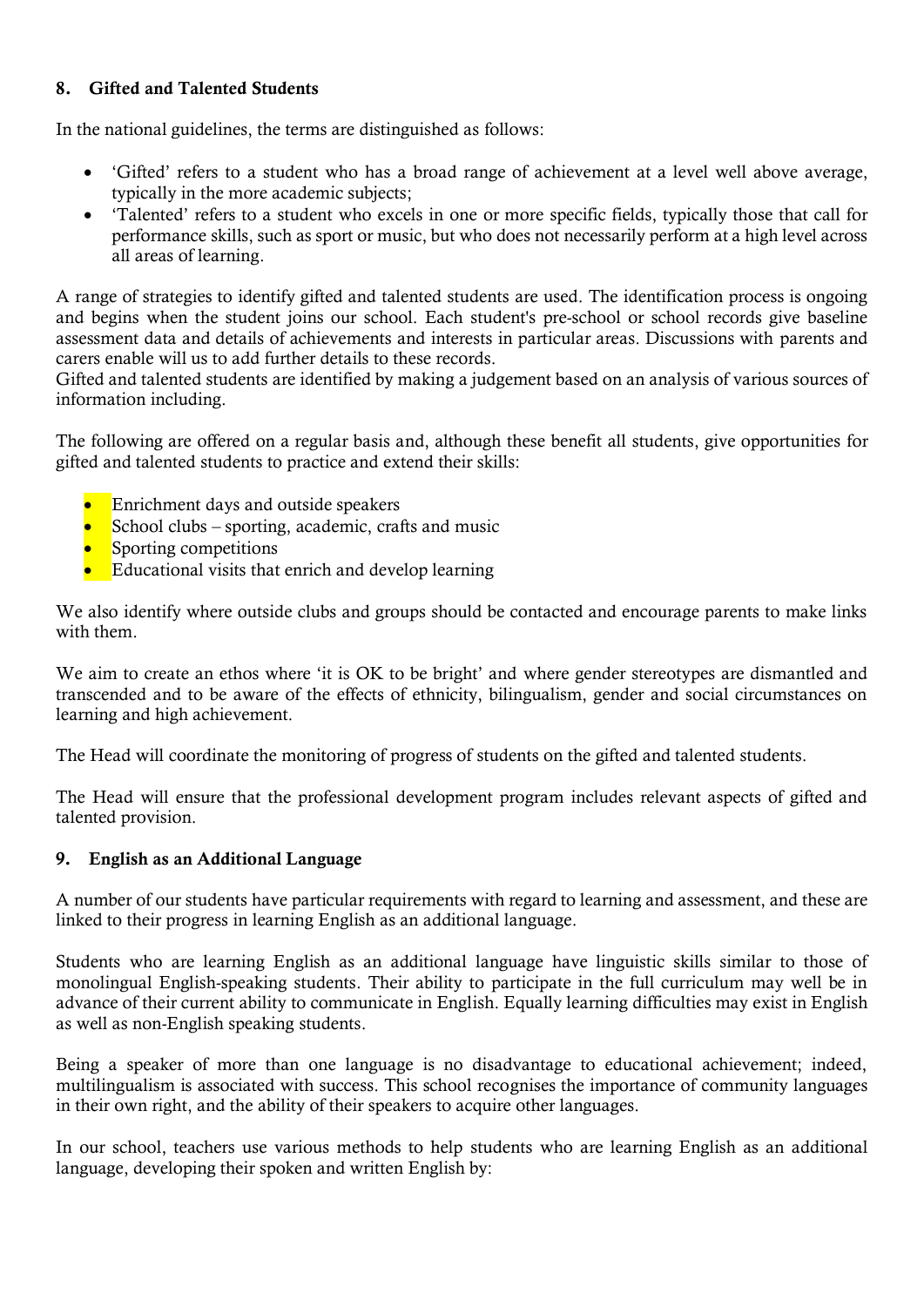### 8. Gifted and Talented Students

In the national guidelines, the terms are distinguished as follows:

- 'Gifted' refers to a student who has a broad range of achievement at a level well above average, typically in the more academic subjects;
- 'Talented' refers to a student who excels in one or more specific fields, typically those that call for performance skills, such as sport or music, but who does not necessarily perform at a high level across all areas of learning.

A range of strategies to identify gifted and talented students are used. The identification process is ongoing and begins when the student joins our school. Each student's pre-school or school records give baseline assessment data and details of achievements and interests in particular areas. Discussions with parents and carers enable will us to add further details to these records.
Gifted and talented students are identified by making a judgement based on an analysis of various sources of information including.

The following are offered on a regular basis and, although these benefit all students, give opportunities for gifted and talented students to practice and extend their skills:

- Enrichment days and outside speakers
- School clubs – sporting, academic, crafts and music
- Sporting competitions
- Educational visits that enrich and develop learning

We also identify where outside clubs and groups should be contacted and encourage parents to make links with them.

We aim to create an ethos where 'it is OK to be bright' and where gender stereotypes are dismantled and transcended and to be aware of the effects of ethnicity, bilingualism, gender and social circumstances on learning and high achievement.

The Head will coordinate the monitoring of progress of students on the gifted and talented students.

The Head will ensure that the professional development program includes relevant aspects of gifted and talented provision.

### 9. English as an Additional Language

A number of our students have particular requirements with regard to learning and assessment, and these are linked to their progress in learning English as an additional language.

Students who are learning English as an additional language have linguistic skills similar to those of monolingual English-speaking students. Their ability to participate in the full curriculum may well be in advance of their current ability to communicate in English. Equally learning difficulties may exist in English as well as non-English speaking students.

Being a speaker of more than one language is no disadvantage to educational achievement; indeed, multilingualism is associated with success. This school recognises the importance of community languages in their own right, and the ability of their speakers to acquire other languages.

In our school, teachers use various methods to help students who are learning English as an additional language, developing their spoken and written English by: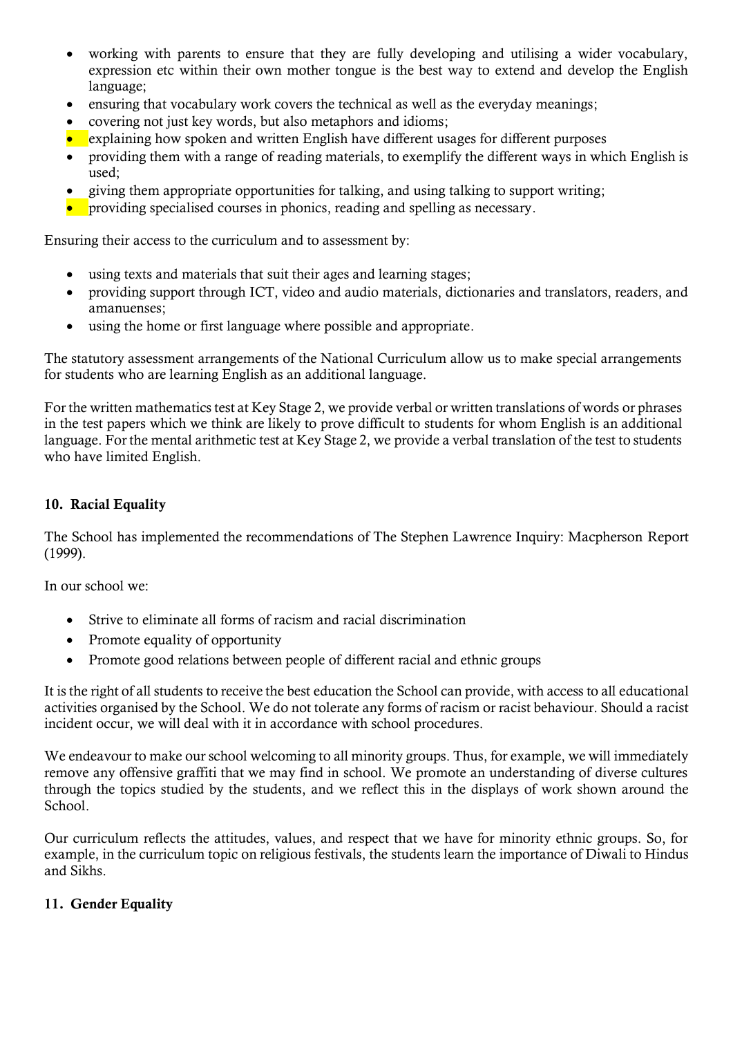- working with parents to ensure that they are fully developing and utilising a wider vocabulary, expression etc within their own mother tongue is the best way to extend and develop the English language;
- ensuring that vocabulary work covers the technical as well as the everyday meanings;
- covering not just key words, but also metaphors and idioms;
- explaining how spoken and written English have different usages for different purposes
- providing them with a range of reading materials, to exemplify the different ways in which English is used;
- giving them appropriate opportunities for talking, and using talking to support writing;
- providing specialised courses in phonics, reading and spelling as necessary.

Ensuring their access to the curriculum and to assessment by:

- using texts and materials that suit their ages and learning stages;
- providing support through ICT, video and audio materials, dictionaries and translators, readers, and amanuenses;
- using the home or first language where possible and appropriate.

The statutory assessment arrangements of the National Curriculum allow us to make special arrangements for students who are learning English as an additional language.

For the written mathematics test at Key Stage 2, we provide verbal or written translations of words or phrases in the test papers which we think are likely to prove difficult to students for whom English is an additional language. For the mental arithmetic test at Key Stage 2, we provide a verbal translation of the test to students who have limited English.

### 10. Racial Equality

The School has implemented the recommendations of The Stephen Lawrence Inquiry: Macpherson Report (1999).

In our school we:

- Strive to eliminate all forms of racism and racial discrimination
- Promote equality of opportunity
- Promote good relations between people of different racial and ethnic groups

It is the right of all students to receive the best education the School can provide, with access to all educational activities organised by the School. We do not tolerate any forms of racism or racist behaviour. Should a racist incident occur, we will deal with it in accordance with school procedures.

We endeavour to make our school welcoming to all minority groups. Thus, for example, we will immediately remove any offensive graffiti that we may find in school. We promote an understanding of diverse cultures through the topics studied by the students, and we reflect this in the displays of work shown around the School.

Our curriculum reflects the attitudes, values, and respect that we have for minority ethnic groups. So, for example, in the curriculum topic on religious festivals, the students learn the importance of Diwali to Hindus and Sikhs.

### 11. Gender Equality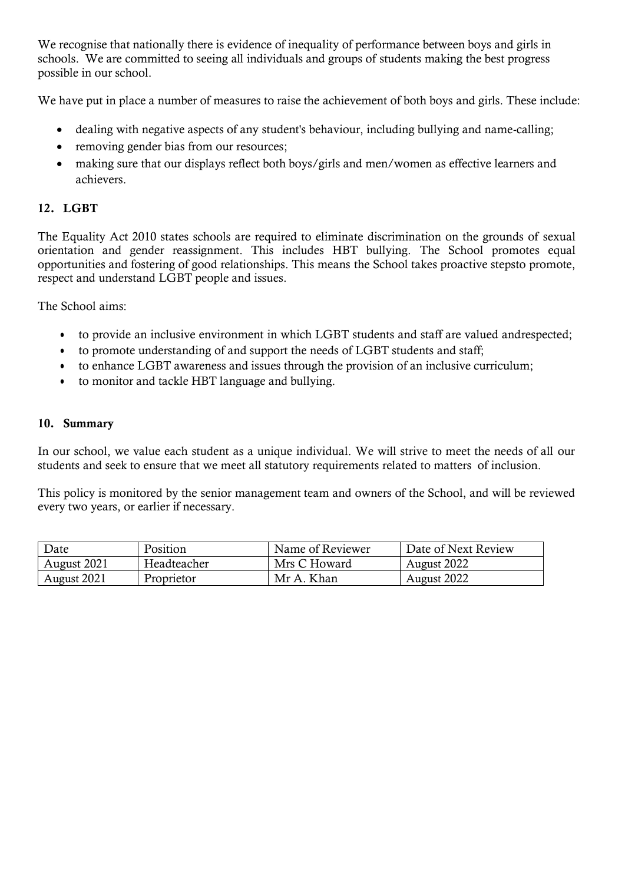We recognise that nationally there is evidence of inequality of performance between boys and girls in schools. We are committed to seeing all individuals and groups of students making the best progress possible in our school.

We have put in place a number of measures to raise the achievement of both boys and girls. These include:

- dealing with negative aspects of any student's behaviour, including bullying and name-calling;
- removing gender bias from our resources;
- making sure that our displays reflect both boys/girls and men/women as effective learners and achievers.

### 12. LGBT

The Equality Act 2010 states schools are required to eliminate discrimination on the grounds of sexual orientation and gender reassignment. This includes HBT bullying. The School promotes equal opportunities and fostering of good relationships. This means the School takes proactive stepsto promote, respect and understand LGBT people and issues.

The School aims:

- to provide an inclusive environment in which LGBT students and staff are valued andrespected;
- to promote understanding of and support the needs of LGBT students and staff;
- to enhance LGBT awareness and issues through the provision of an inclusive curriculum;
- to monitor and tackle HBT language and bullying.

### 10. Summary

In our school, we value each student as a unique individual. We will strive to meet the needs of all our students and seek to ensure that we meet all statutory requirements related to matters of inclusion.

This policy is monitored by the senior management team and owners of the School, and will be reviewed every two years, or earlier if necessary.

| Date | Position | Name of Reviewer | Date of Next Review |
|---|---|---|---|
| August 2021 | Headteacher | Mrs C Howard | August 2022 |
| August 2021 | Proprietor | Mr A. Khan | August 2022 |